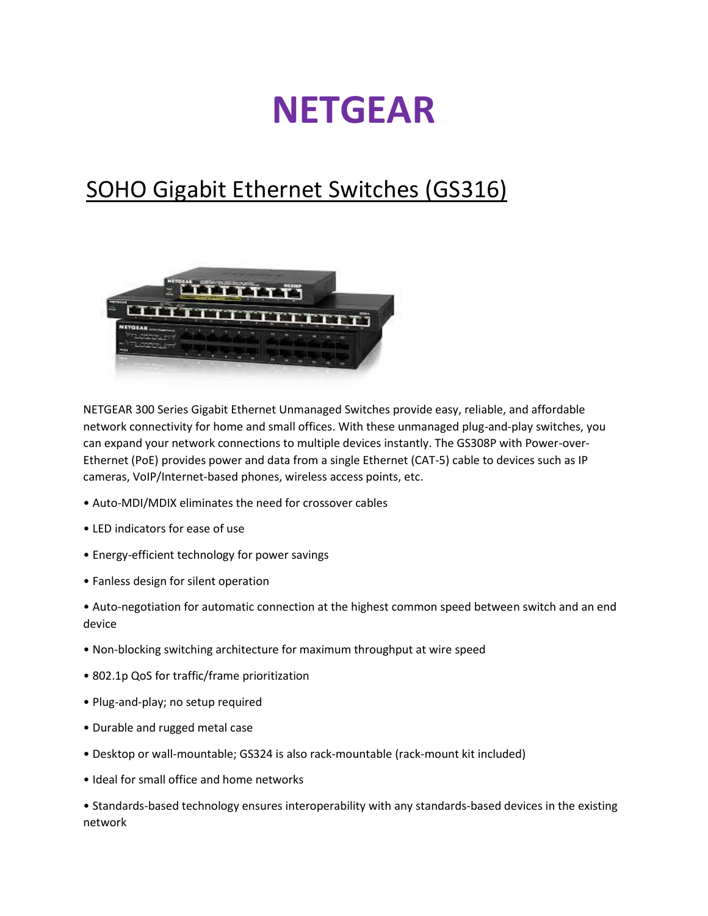# NETGEAR

## SOHO Gigabit Ethernet Switches (GS316)

NETGEAR 300 Series Gigabit Ethernet Unmanaged Switches provide easy, reliable, and affordable network connectivity for home and small offices. With these unmanaged plug-and-play switches, you can expand your network connections to multiple devices instantly. The GS308P with Power-over-Ethernet (PoE) provides power and data from a single Ethernet (CAT-5) cable to devices such as IP cameras, VoIP/Internet-based phones, wireless access points, etc.

• Auto-MDI/MDIX eliminates the need for crossover cables

• LED indicators for ease of use

• Energy-efficient technology for power savings

• Fanless design for silent operation

• Auto-negotiation for automatic connection at the highest common speed between switch and an end device

• Non-blocking switching architecture for maximum throughput at wire speed

• 802.1p QoS for traffic/frame prioritization

• Plug-and-play; no setup required

• Durable and rugged metal case

• Desktop or wall-mountable; GS324 is also rack-mountable (rack-mount kit included)

• Ideal for small office and home networks

• Standards-based technology ensures interoperability with any standards-based devices in the existing network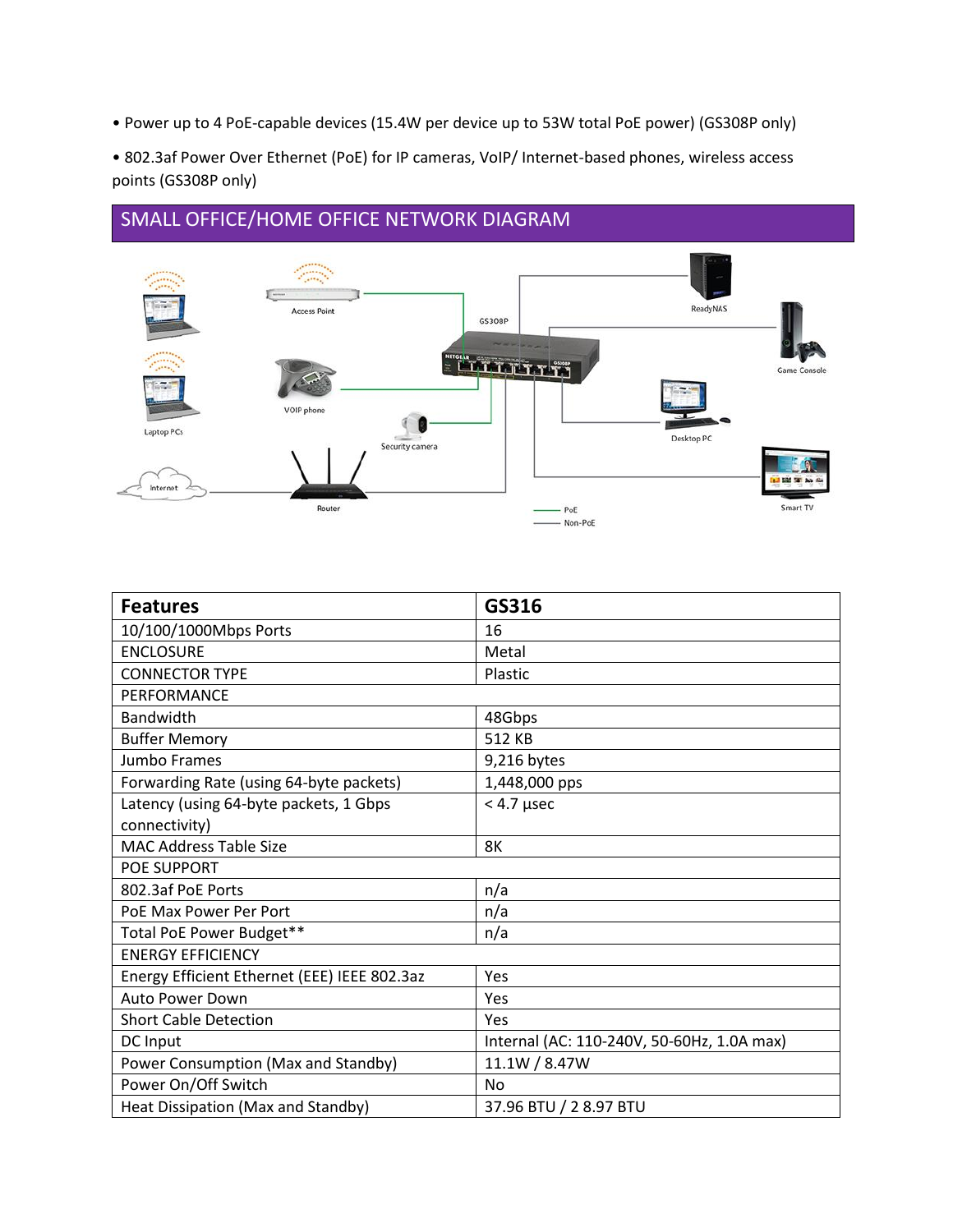- Power up to 4 PoE-capable devices (15.4W per device up to 53W total PoE power) (GS308P only)
- 802.3af Power Over Ethernet (PoE) for IP cameras, VoIP/ Internet-based phones, wireless access points (GS308P only)

## SMALL OFFICE/HOME OFFICE NETWORK DIAGRAM

Access Point

GS308P

ReadyNAS

Game Console

VOIP phone

Laptop PCs

Desktop PC

Security camera

Internet

Router

Smart TV

PoE

Non-PoE

| **Features** | **GS316** |
|---|---|
| 10/100/1000Mbps Ports | 16 |
| ENCLOSURE | Metal |
| CONNECTOR TYPE | Plastic |
| PERFORMANCE | |
| Bandwidth | 48Gbps |
| Buffer Memory | 512 KB |
| Jumbo Frames | 9,216 bytes |
| Forwarding Rate (using 64-byte packets) | 1,448,000 pps |
| Latency (using 64-byte packets, 1 Gbps connectivity) | < 4.7 µsec |
| MAC Address Table Size | 8K |
| POE SUPPORT | |
| 802.3af PoE Ports | n/a |
| PoE Max Power Per Port | n/a |
| Total PoE Power Budget** | n/a |
| ENERGY EFFICIENCY | |
| Energy Efficient Ethernet (EEE) IEEE 802.3az | Yes |
| Auto Power Down | Yes |
| Short Cable Detection | Yes |
| DC Input | Internal (AC: 110-240V, 50-60Hz, 1.0A max) |
| Power Consumption (Max and Standby) | 11.1W / 8.47W |
| Power On/Off Switch | No |
| Heat Dissipation (Max and Standby) | 37.96 BTU / 2 8.97 BTU |